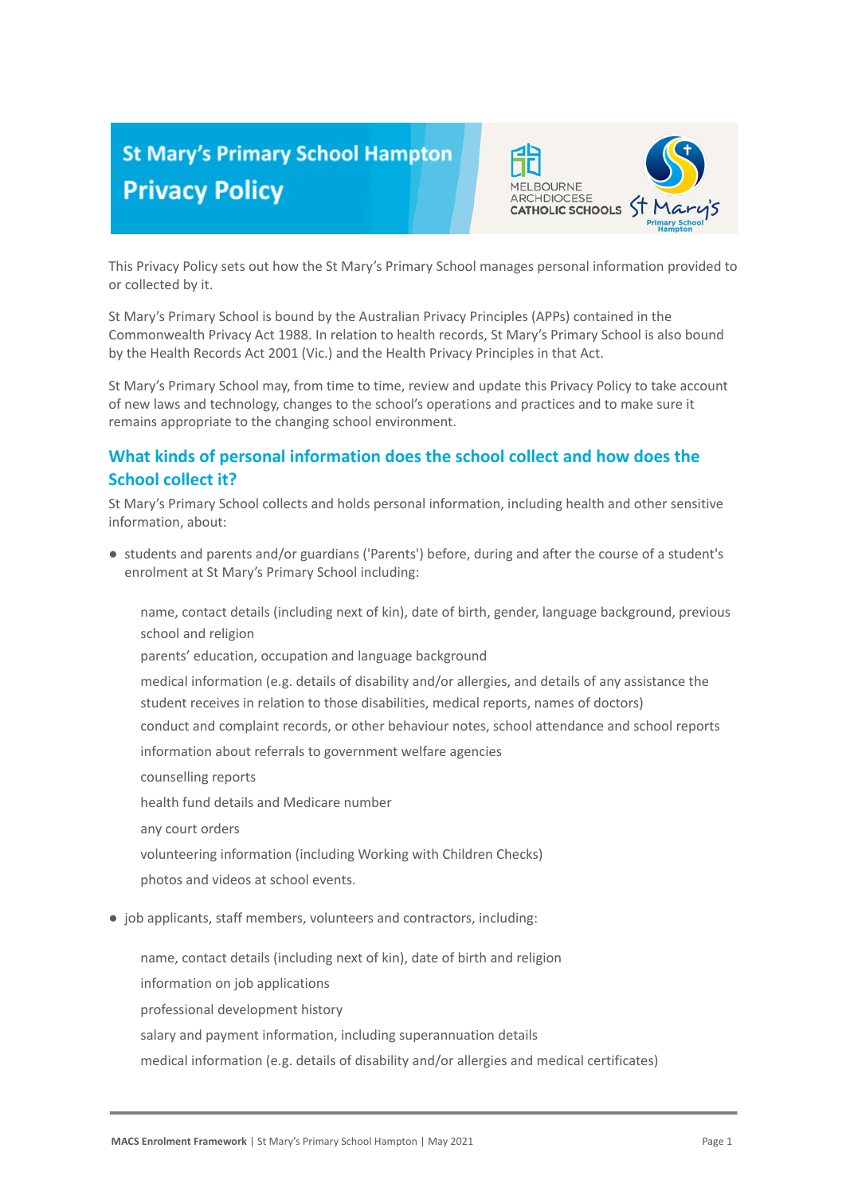# St Mary's Primary School Hampton
# Privacy Policy

This Privacy Policy sets out how the St Mary's Primary School manages personal information provided to or collected by it.

St Mary's Primary School is bound by the Australian Privacy Principles (APPs) contained in the Commonwealth Privacy Act 1988. In relation to health records, St Mary's Primary School is also bound by the Health Records Act 2001 (Vic.) and the Health Privacy Principles in that Act.

St Mary's Primary School may, from time to time, review and update this Privacy Policy to take account of new laws and technology, changes to the school's operations and practices and to make sure it remains appropriate to the changing school environment.

## What kinds of personal information does the school collect and how does the School collect it?

St Mary's Primary School collects and holds personal information, including health and other sensitive information, about:

- students and parents and/or guardians ('Parents') before, during and after the course of a student's enrolment at St Mary's Primary School including:
  - name, contact details (including next of kin), date of birth, gender, language background, previous school and religion
  - parents' education, occupation and language background
  - medical information (e.g. details of disability and/or allergies, and details of any assistance the student receives in relation to those disabilities, medical reports, names of doctors)
  - conduct and complaint records, or other behaviour notes, school attendance and school reports
  - information about referrals to government welfare agencies
  - counselling reports
  - health fund details and Medicare number
  - any court orders
  - volunteering information (including Working with Children Checks)
  - photos and videos at school events.
- job applicants, staff members, volunteers and contractors, including:
  - name, contact details (including next of kin), date of birth and religion
  - information on job applications
  - professional development history
  - salary and payment information, including superannuation details
  - medical information (e.g. details of disability and/or allergies and medical certificates)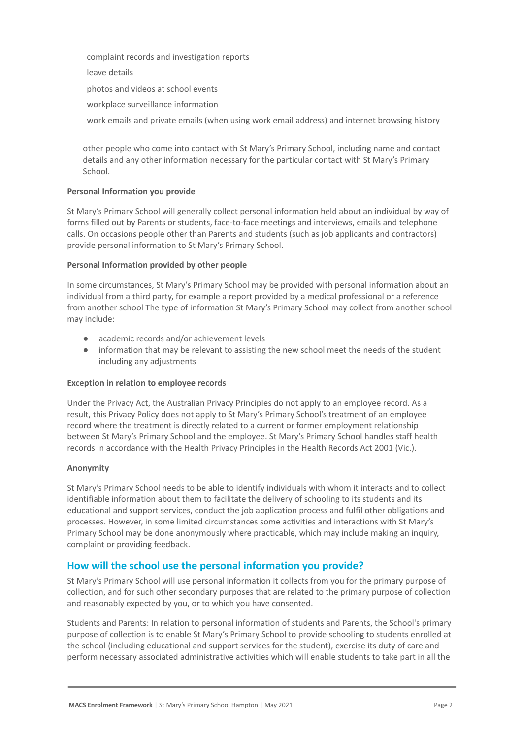- complaint records and investigation reports
- leave details
- photos and videos at school events
- workplace surveillance information
- work emails and private emails (when using work email address) and internet browsing history

other people who come into contact with St Mary's Primary School, including name and contact details and any other information necessary for the particular contact with St Mary's Primary School.

**Personal Information you provide**

St Mary's Primary School will generally collect personal information held about an individual by way of forms filled out by Parents or students, face-to-face meetings and interviews, emails and telephone calls. On occasions people other than Parents and students (such as job applicants and contractors) provide personal information to St Mary's Primary School.

**Personal Information provided by other people**

In some circumstances, St Mary's Primary School may be provided with personal information about an individual from a third party, for example a report provided by a medical professional or a reference from another school The type of information St Mary's Primary School may collect from another school may include:

- academic records and/or achievement levels
- information that may be relevant to assisting the new school meet the needs of the student including any adjustments

**Exception in relation to employee records**

Under the Privacy Act, the Australian Privacy Principles do not apply to an employee record. As a result, this Privacy Policy does not apply to St Mary's Primary School's treatment of an employee record where the treatment is directly related to a current or former employment relationship between St Mary's Primary School and the employee. St Mary's Primary School handles staff health records in accordance with the Health Privacy Principles in the Health Records Act 2001 (Vic.).

**Anonymity**

St Mary's Primary School needs to be able to identify individuals with whom it interacts and to collect identifiable information about them to facilitate the delivery of schooling to its students and its educational and support services, conduct the job application process and fulfil other obligations and processes. However, in some limited circumstances some activities and interactions with St Mary's Primary School may be done anonymously where practicable, which may include making an inquiry, complaint or providing feedback.

## How will the school use the personal information you provide?

St Mary's Primary School will use personal information it collects from you for the primary purpose of collection, and for such other secondary purposes that are related to the primary purpose of collection and reasonably expected by you, or to which you have consented.

Students and Parents: In relation to personal information of students and Parents, the School's primary purpose of collection is to enable St Mary's Primary School to provide schooling to students enrolled at the school (including educational and support services for the student), exercise its duty of care and perform necessary associated administrative activities which will enable students to take part in all the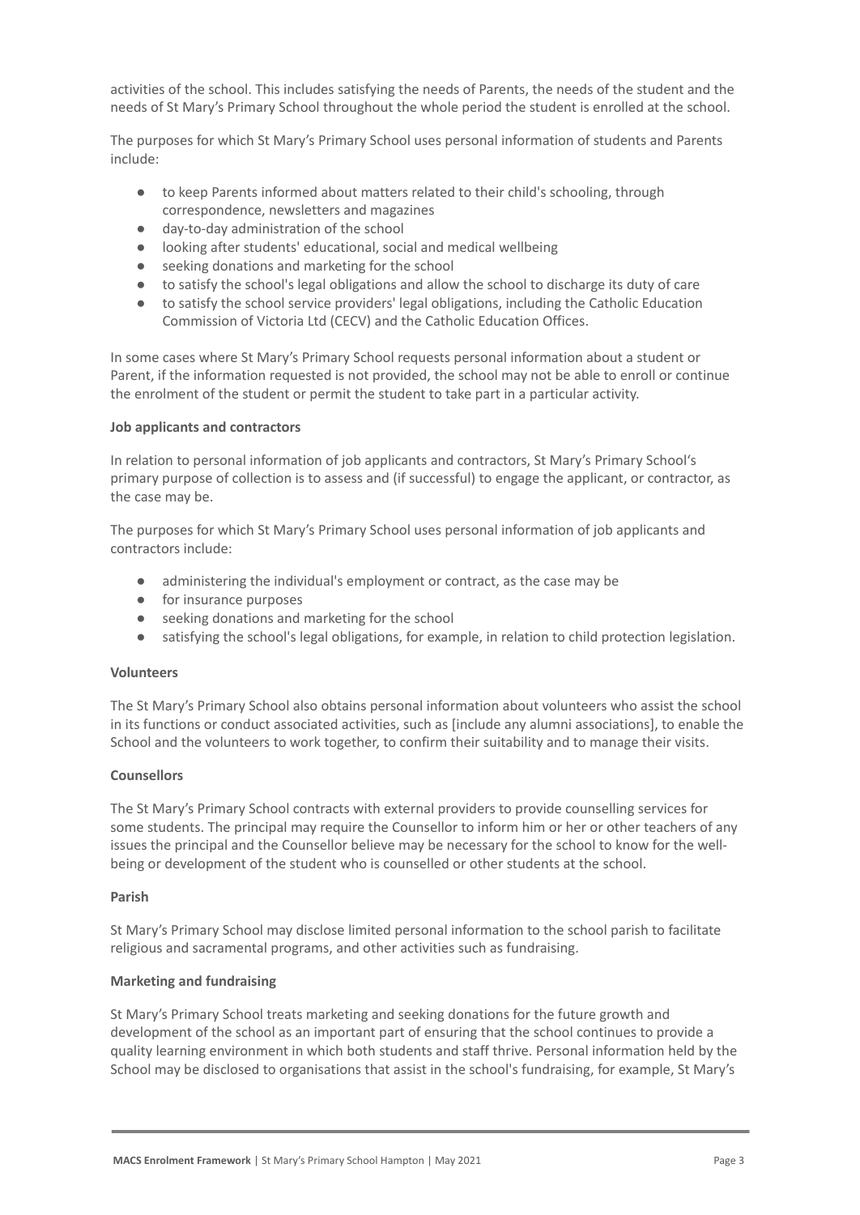activities of the school. This includes satisfying the needs of Parents, the needs of the student and the needs of St Mary's Primary School throughout the whole period the student is enrolled at the school.

The purposes for which St Mary's Primary School uses personal information of students and Parents include:

- to keep Parents informed about matters related to their child's schooling, through correspondence, newsletters and magazines
- day-to-day administration of the school
- looking after students' educational, social and medical wellbeing
- seeking donations and marketing for the school
- to satisfy the school's legal obligations and allow the school to discharge its duty of care
- to satisfy the school service providers' legal obligations, including the Catholic Education Commission of Victoria Ltd (CECV) and the Catholic Education Offices.

In some cases where St Mary's Primary School requests personal information about a student or Parent, if the information requested is not provided, the school may not be able to enroll or continue the enrolment of the student or permit the student to take part in a particular activity.

**Job applicants and contractors**

In relation to personal information of job applicants and contractors, St Mary's Primary School's primary purpose of collection is to assess and (if successful) to engage the applicant, or contractor, as the case may be.

The purposes for which St Mary's Primary School uses personal information of job applicants and contractors include:

- administering the individual's employment or contract, as the case may be
- for insurance purposes
- seeking donations and marketing for the school
- satisfying the school's legal obligations, for example, in relation to child protection legislation.

**Volunteers**

The St Mary's Primary School also obtains personal information about volunteers who assist the school in its functions or conduct associated activities, such as [include any alumni associations], to enable the School and the volunteers to work together, to confirm their suitability and to manage their visits.

**Counsellors**

The St Mary's Primary School contracts with external providers to provide counselling services for some students. The principal may require the Counsellor to inform him or her or other teachers of any issues the principal and the Counsellor believe may be necessary for the school to know for the well-being or development of the student who is counselled or other students at the school.

**Parish**

St Mary's Primary School may disclose limited personal information to the school parish to facilitate religious and sacramental programs, and other activities such as fundraising.

**Marketing and fundraising**

St Mary's Primary School treats marketing and seeking donations for the future growth and development of the school as an important part of ensuring that the school continues to provide a quality learning environment in which both students and staff thrive. Personal information held by the School may be disclosed to organisations that assist in the school's fundraising, for example, St Mary's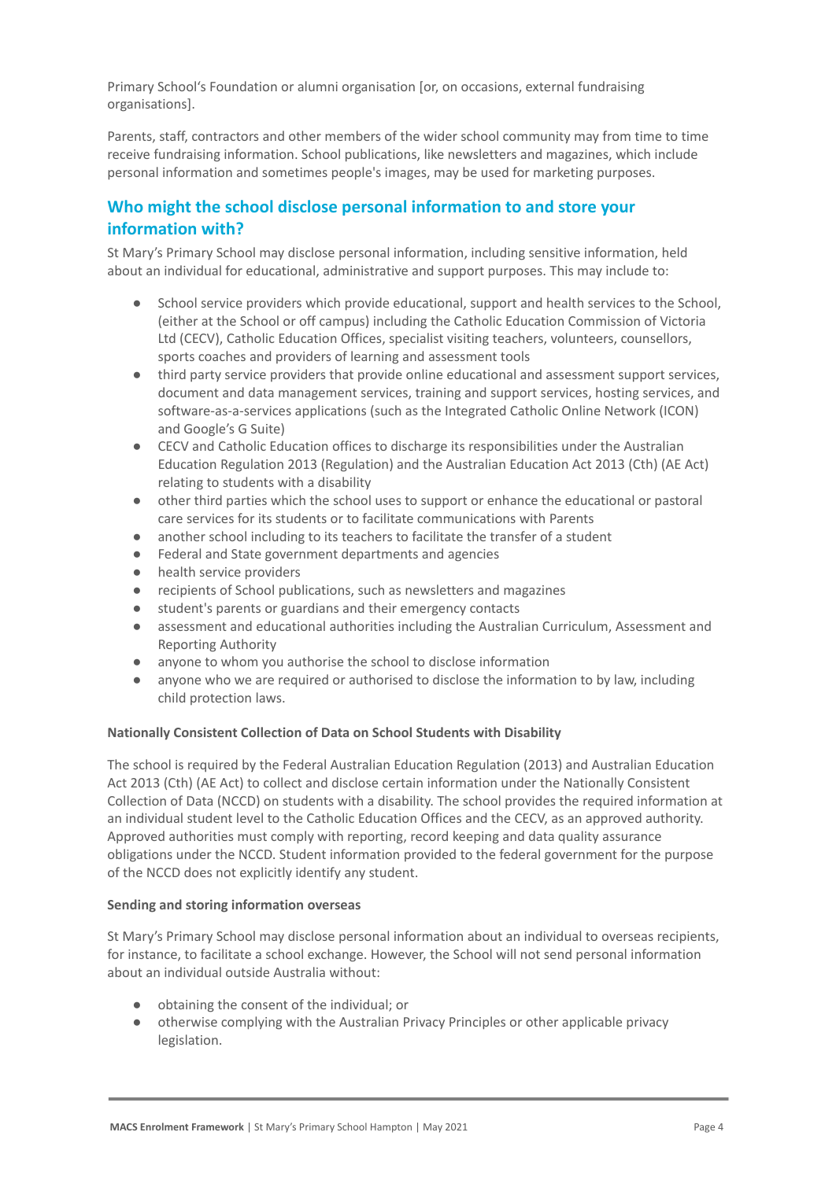Primary School's Foundation or alumni organisation [or, on occasions, external fundraising organisations].

Parents, staff, contractors and other members of the wider school community may from time to time receive fundraising information. School publications, like newsletters and magazines, which include personal information and sometimes people's images, may be used for marketing purposes.

## Who might the school disclose personal information to and store your information with?

St Mary's Primary School may disclose personal information, including sensitive information, held about an individual for educational, administrative and support purposes. This may include to:

- School service providers which provide educational, support and health services to the School, (either at the School or off campus) including the Catholic Education Commission of Victoria Ltd (CECV), Catholic Education Offices, specialist visiting teachers, volunteers, counsellors, sports coaches and providers of learning and assessment tools
- third party service providers that provide online educational and assessment support services, document and data management services, training and support services, hosting services, and software-as-a-services applications (such as the Integrated Catholic Online Network (ICON) and Google's G Suite)
- CECV and Catholic Education offices to discharge its responsibilities under the Australian Education Regulation 2013 (Regulation) and the Australian Education Act 2013 (Cth) (AE Act) relating to students with a disability
- other third parties which the school uses to support or enhance the educational or pastoral care services for its students or to facilitate communications with Parents
- another school including to its teachers to facilitate the transfer of a student
- Federal and State government departments and agencies
- health service providers
- recipients of School publications, such as newsletters and magazines
- student's parents or guardians and their emergency contacts
- assessment and educational authorities including the Australian Curriculum, Assessment and Reporting Authority
- anyone to whom you authorise the school to disclose information
- anyone who we are required or authorised to disclose the information to by law, including child protection laws.

**Nationally Consistent Collection of Data on School Students with Disability**

The school is required by the Federal Australian Education Regulation (2013) and Australian Education Act 2013 (Cth) (AE Act) to collect and disclose certain information under the Nationally Consistent Collection of Data (NCCD) on students with a disability. The school provides the required information at an individual student level to the Catholic Education Offices and the CECV, as an approved authority. Approved authorities must comply with reporting, record keeping and data quality assurance obligations under the NCCD. Student information provided to the federal government for the purpose of the NCCD does not explicitly identify any student.

**Sending and storing information overseas**

St Mary's Primary School may disclose personal information about an individual to overseas recipients, for instance, to facilitate a school exchange. However, the School will not send personal information about an individual outside Australia without:

- obtaining the consent of the individual; or
- otherwise complying with the Australian Privacy Principles or other applicable privacy legislation.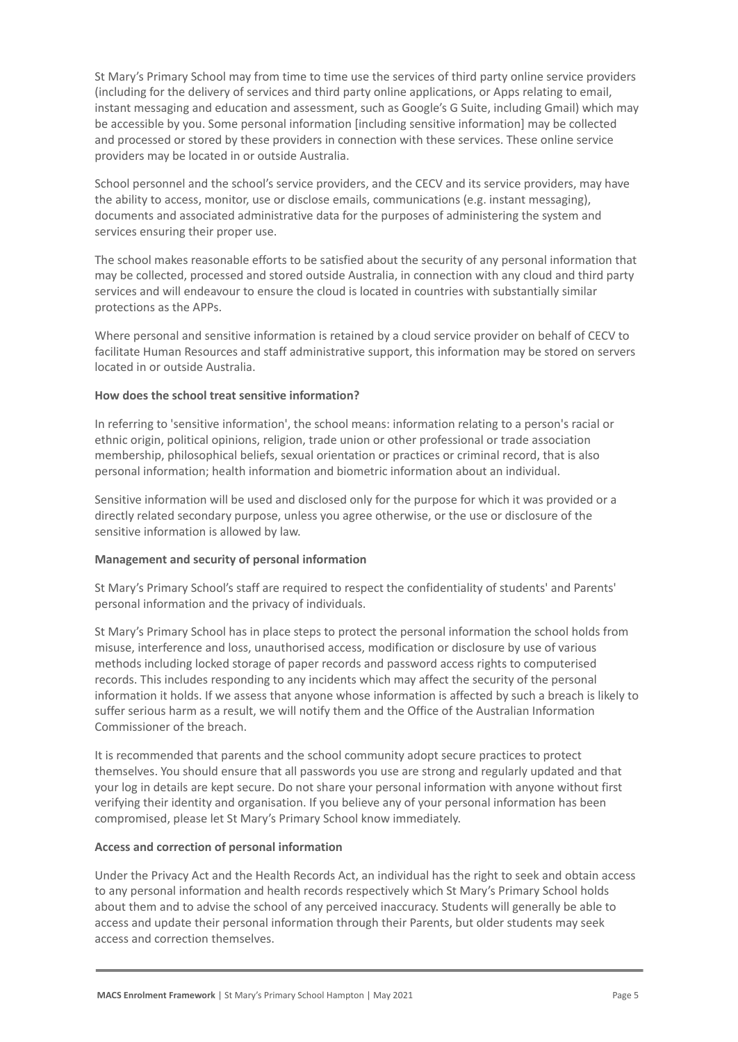St Mary's Primary School may from time to time use the services of third party online service providers (including for the delivery of services and third party online applications, or Apps relating to email, instant messaging and education and assessment, such as Google's G Suite, including Gmail) which may be accessible by you. Some personal information [including sensitive information] may be collected and processed or stored by these providers in connection with these services. These online service providers may be located in or outside Australia.

School personnel and the school's service providers, and the CECV and its service providers, may have the ability to access, monitor, use or disclose emails, communications (e.g. instant messaging), documents and associated administrative data for the purposes of administering the system and services ensuring their proper use.

The school makes reasonable efforts to be satisfied about the security of any personal information that may be collected, processed and stored outside Australia, in connection with any cloud and third party services and will endeavour to ensure the cloud is located in countries with substantially similar protections as the APPs.

Where personal and sensitive information is retained by a cloud service provider on behalf of CECV to facilitate Human Resources and staff administrative support, this information may be stored on servers located in or outside Australia.

**How does the school treat sensitive information?**

In referring to 'sensitive information', the school means: information relating to a person's racial or ethnic origin, political opinions, religion, trade union or other professional or trade association membership, philosophical beliefs, sexual orientation or practices or criminal record, that is also personal information; health information and biometric information about an individual.

Sensitive information will be used and disclosed only for the purpose for which it was provided or a directly related secondary purpose, unless you agree otherwise, or the use or disclosure of the sensitive information is allowed by law.

**Management and security of personal information**

St Mary's Primary School's staff are required to respect the confidentiality of students' and Parents' personal information and the privacy of individuals.

St Mary's Primary School has in place steps to protect the personal information the school holds from misuse, interference and loss, unauthorised access, modification or disclosure by use of various methods including locked storage of paper records and password access rights to computerised records. This includes responding to any incidents which may affect the security of the personal information it holds. If we assess that anyone whose information is affected by such a breach is likely to suffer serious harm as a result, we will notify them and the Office of the Australian Information Commissioner of the breach.

It is recommended that parents and the school community adopt secure practices to protect themselves. You should ensure that all passwords you use are strong and regularly updated and that your log in details are kept secure. Do not share your personal information with anyone without first verifying their identity and organisation. If you believe any of your personal information has been compromised, please let St Mary's Primary School know immediately.

**Access and correction of personal information**

Under the Privacy Act and the Health Records Act, an individual has the right to seek and obtain access to any personal information and health records respectively which St Mary's Primary School holds about them and to advise the school of any perceived inaccuracy. Students will generally be able to access and update their personal information through their Parents, but older students may seek access and correction themselves.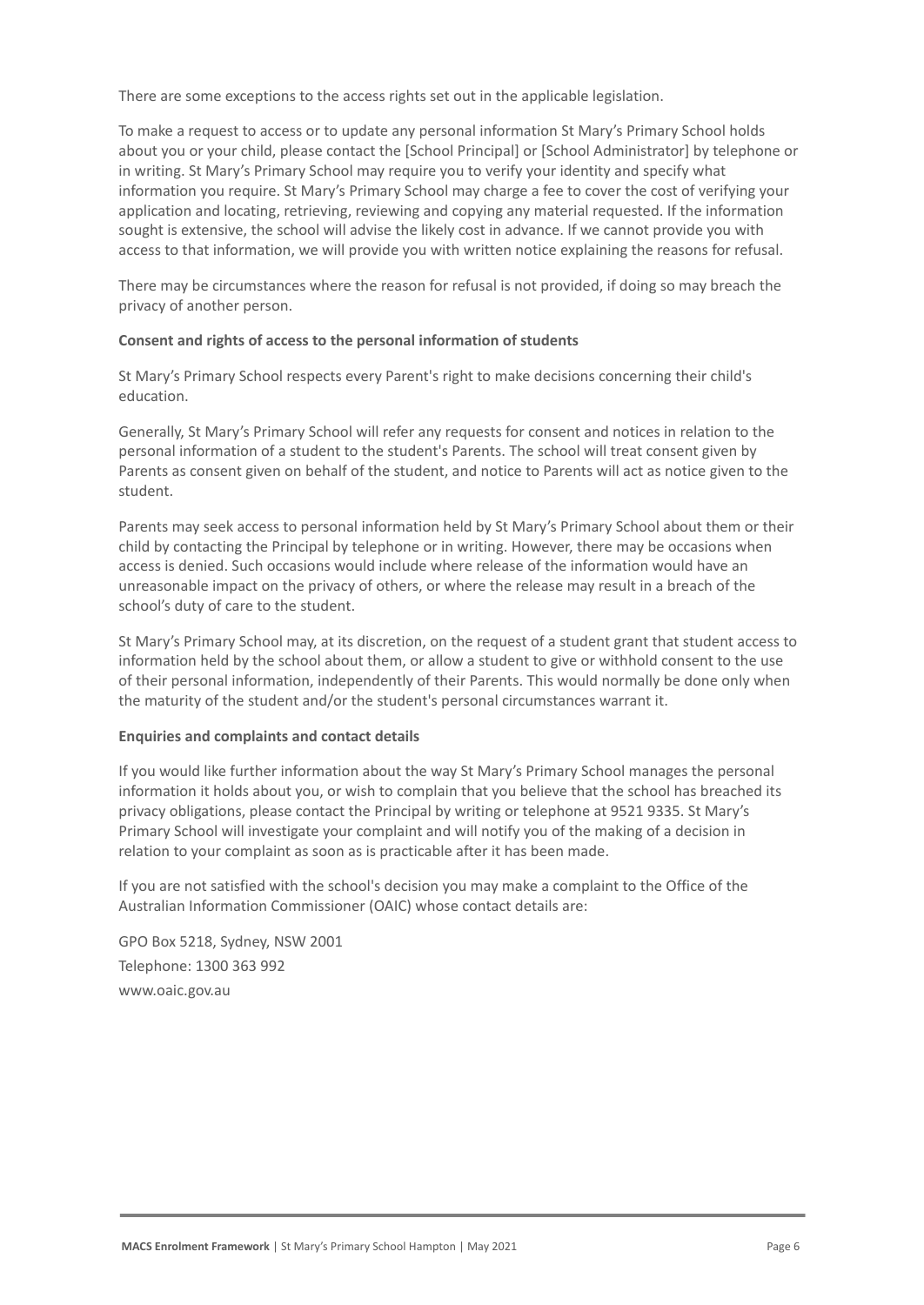There are some exceptions to the access rights set out in the applicable legislation.

To make a request to access or to update any personal information St Mary's Primary School holds about you or your child, please contact the [School Principal] or [School Administrator] by telephone or in writing. St Mary's Primary School may require you to verify your identity and specify what information you require. St Mary's Primary School may charge a fee to cover the cost of verifying your application and locating, retrieving, reviewing and copying any material requested. If the information sought is extensive, the school will advise the likely cost in advance. If we cannot provide you with access to that information, we will provide you with written notice explaining the reasons for refusal.

There may be circumstances where the reason for refusal is not provided, if doing so may breach the privacy of another person.

**Consent and rights of access to the personal information of students**

St Mary's Primary School respects every Parent's right to make decisions concerning their child's education.

Generally, St Mary's Primary School will refer any requests for consent and notices in relation to the personal information of a student to the student's Parents. The school will treat consent given by Parents as consent given on behalf of the student, and notice to Parents will act as notice given to the student.

Parents may seek access to personal information held by St Mary's Primary School about them or their child by contacting the Principal by telephone or in writing. However, there may be occasions when access is denied. Such occasions would include where release of the information would have an unreasonable impact on the privacy of others, or where the release may result in a breach of the school's duty of care to the student.

St Mary's Primary School may, at its discretion, on the request of a student grant that student access to information held by the school about them, or allow a student to give or withhold consent to the use of their personal information, independently of their Parents. This would normally be done only when the maturity of the student and/or the student's personal circumstances warrant it.

**Enquiries and complaints and contact details**

If you would like further information about the way St Mary's Primary School manages the personal information it holds about you, or wish to complain that you believe that the school has breached its privacy obligations, please contact the Principal by writing or telephone at 9521 9335. St Mary's Primary School will investigate your complaint and will notify you of the making of a decision in relation to your complaint as soon as is practicable after it has been made.

If you are not satisfied with the school's decision you may make a complaint to the Office of the Australian Information Commissioner (OAIC) whose contact details are:

GPO Box 5218, Sydney, NSW 2001
Telephone: 1300 363 992
www.oaic.gov.au